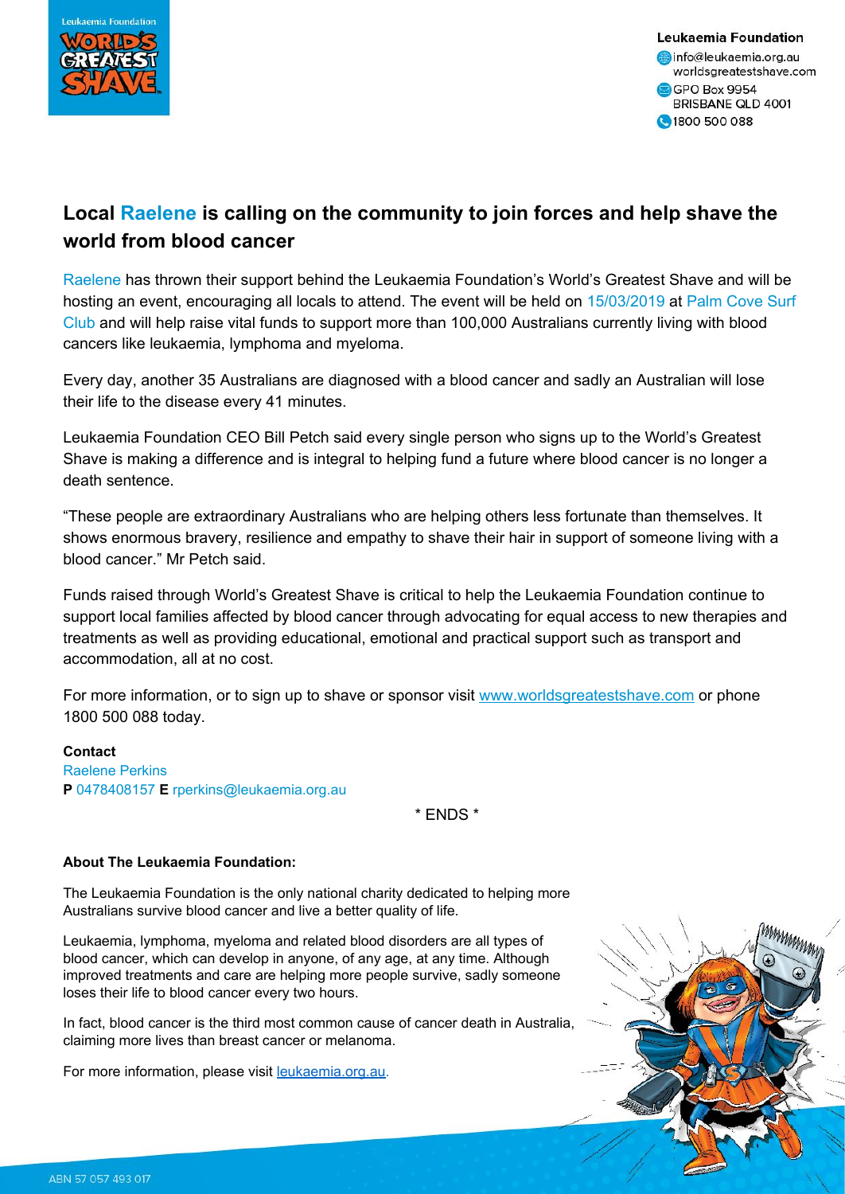**Leukaemia Foundation**
info@leukaemia.org.au
worldsgreatestshave.com
GPO Box 9954
BRISBANE QLD 4001
1800 500 088

# Local Raelene is calling on the community to join forces and help shave the world from blood cancer

Raelene has thrown their support behind the Leukaemia Foundation's World's Greatest Shave and will be hosting an event, encouraging all locals to attend. The event will be held on 15/03/2019 at Palm Cove Surf Club and will help raise vital funds to support more than 100,000 Australians currently living with blood cancers like leukaemia, lymphoma and myeloma.

Every day, another 35 Australians are diagnosed with a blood cancer and sadly an Australian will lose their life to the disease every 41 minutes.

Leukaemia Foundation CEO Bill Petch said every single person who signs up to the World's Greatest Shave is making a difference and is integral to helping fund a future where blood cancer is no longer a death sentence.

"These people are extraordinary Australians who are helping others less fortunate than themselves. It shows enormous bravery, resilience and empathy to shave their hair in support of someone living with a blood cancer." Mr Petch said.

Funds raised through World's Greatest Shave is critical to help the Leukaemia Foundation continue to support local families affected by blood cancer through advocating for equal access to new therapies and treatments as well as providing educational, emotional and practical support such as transport and accommodation, all at no cost.

For more information, or to sign up to shave or sponsor visit www.worldsgreatestshave.com or phone 1800 500 088 today.

**Contact**
Raelene Perkins
**P** 0478408157 **E** rperkins@leukaemia.org.au

\* ENDS \*

**About The Leukaemia Foundation:**

The Leukaemia Foundation is the only national charity dedicated to helping more Australians survive blood cancer and live a better quality of life.

Leukaemia, lymphoma, myeloma and related blood disorders are all types of blood cancer, which can develop in anyone, of any age, at any time. Although improved treatments and care are helping more people survive, sadly someone loses their life to blood cancer every two hours.

In fact, blood cancer is the third most common cause of cancer death in Australia, claiming more lives than breast cancer or melanoma.

For more information, please visit leukaemia.org.au.

ABN 57 057 493 017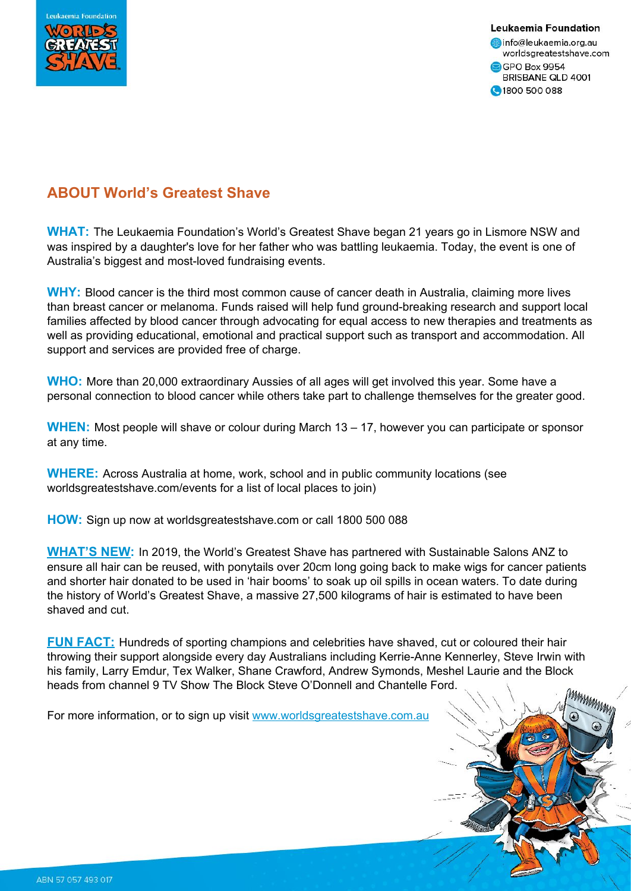Leukaemia Foundation
info@leukaemia.org.au
worldsgreatestshave.com
GPO Box 9954
BRISBANE QLD 4001
1800 500 088

## ABOUT World's Greatest Shave

**WHAT:** The Leukaemia Foundation's World's Greatest Shave began 21 years go in Lismore NSW and was inspired by a daughter's love for her father who was battling leukaemia. Today, the event is one of Australia's biggest and most-loved fundraising events.

**WHY:** Blood cancer is the third most common cause of cancer death in Australia, claiming more lives than breast cancer or melanoma. Funds raised will help fund ground-breaking research and support local families affected by blood cancer through advocating for equal access to new therapies and treatments as well as providing educational, emotional and practical support such as transport and accommodation. All support and services are provided free of charge.

**WHO:** More than 20,000 extraordinary Aussies of all ages will get involved this year. Some have a personal connection to blood cancer while others take part to challenge themselves for the greater good.

**WHEN:** Most people will shave or colour during March 13 – 17, however you can participate or sponsor at any time.

**WHERE:** Across Australia at home, work, school and in public community locations (see worldsgreatestshave.com/events for a list of local places to join)

**HOW:** Sign up now at worldsgreatestshave.com or call 1800 500 088

**WHAT'S NEW:** In 2019, the World's Greatest Shave has partnered with Sustainable Salons ANZ to ensure all hair can be reused, with ponytails over 20cm long going back to make wigs for cancer patients and shorter hair donated to be used in 'hair booms' to soak up oil spills in ocean waters. To date during the history of World's Greatest Shave, a massive 27,500 kilograms of hair is estimated to have been shaved and cut.

**FUN FACT:** Hundreds of sporting champions and celebrities have shaved, cut or coloured their hair throwing their support alongside every day Australians including Kerrie-Anne Kennerley, Steve Irwin with his family, Larry Emdur, Tex Walker, Shane Crawford, Andrew Symonds, Meshel Laurie and the Block heads from channel 9 TV Show The Block Steve O'Donnell and Chantelle Ford.

For more information, or to sign up visit www.worldsgreatestshave.com.au

ABN 57 057 493 017